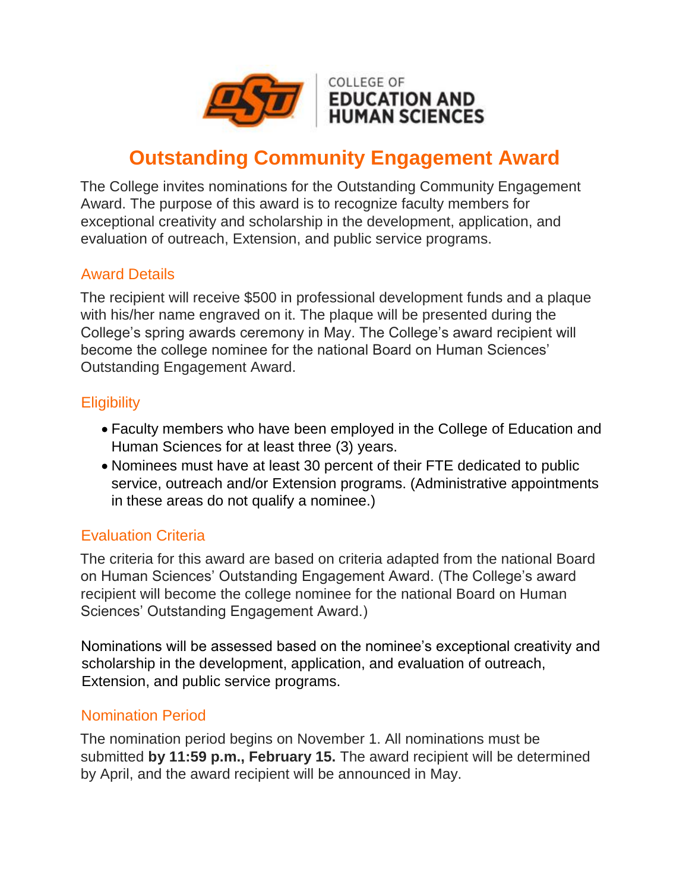COLLEGE OF
EDUCATION AND
HUMAN SCIENCES

# Outstanding Community Engagement Award

The College invites nominations for the Outstanding Community Engagement Award. The purpose of this award is to recognize faculty members for exceptional creativity and scholarship in the development, application, and evaluation of outreach, Extension, and public service programs.

## Award Details

The recipient will receive $500 in professional development funds and a plaque with his/her name engraved on it. The plaque will be presented during the College's spring awards ceremony in May. The College's award recipient will become the college nominee for the national Board on Human Sciences' Outstanding Engagement Award.

## Eligibility

- Faculty members who have been employed in the College of Education and Human Sciences for at least three (3) years.
- Nominees must have at least 30 percent of their FTE dedicated to public service, outreach and/or Extension programs. (Administrative appointments in these areas do not qualify a nominee.)

## Evaluation Criteria

The criteria for this award are based on criteria adapted from the national Board on Human Sciences' Outstanding Engagement Award. (The College's award recipient will become the college nominee for the national Board on Human Sciences' Outstanding Engagement Award.)

Nominations will be assessed based on the nominee's exceptional creativity and scholarship in the development, application, and evaluation of outreach, Extension, and public service programs.

## Nomination Period

The nomination period begins on November 1. All nominations must be submitted **by 11:59 p.m., February 15.** The award recipient will be determined by April, and the award recipient will be announced in May.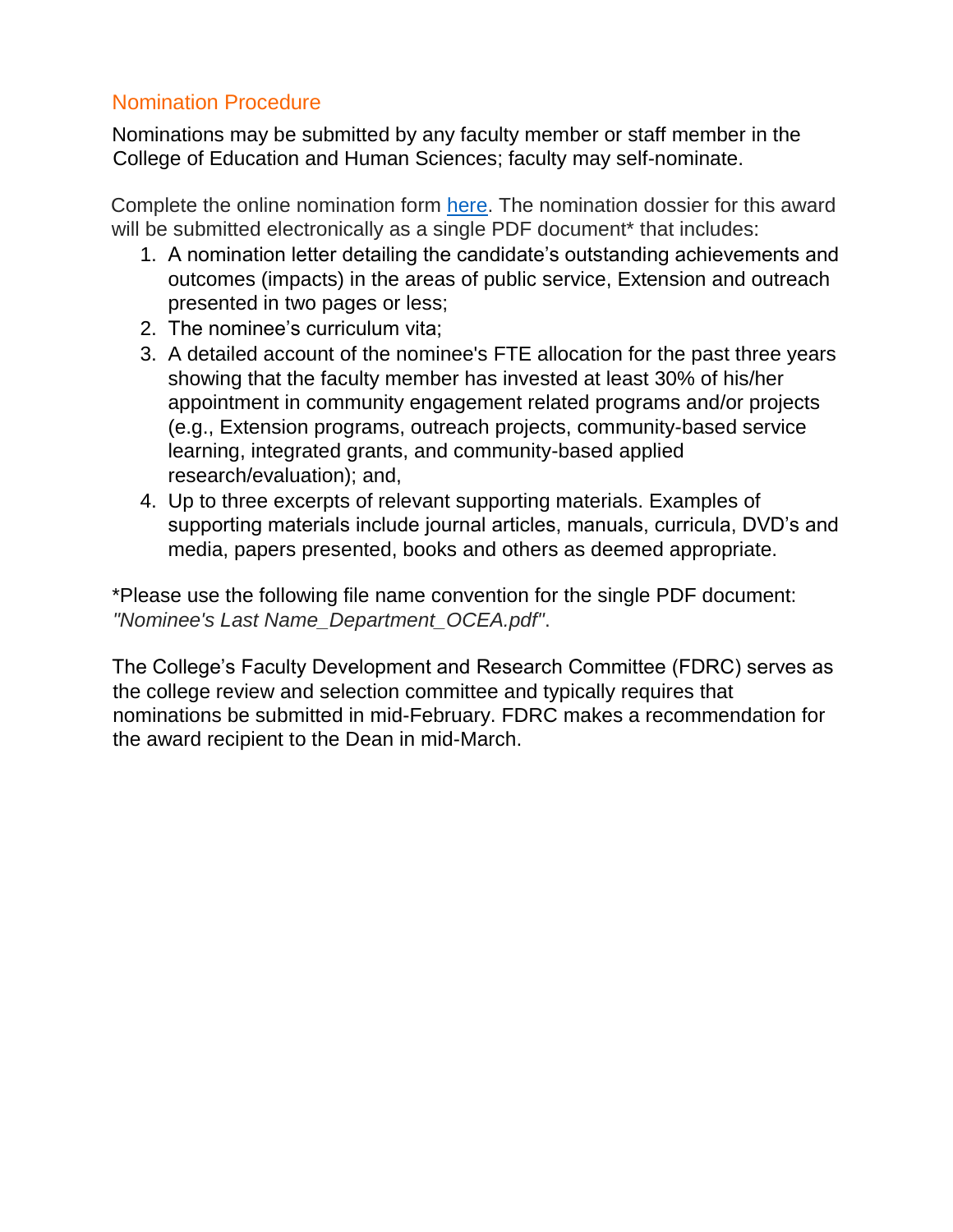## Nomination Procedure

Nominations may be submitted by any faculty member or staff member in the College of Education and Human Sciences; faculty may self-nominate.

Complete the online nomination form here. The nomination dossier for this award will be submitted electronically as a single PDF document* that includes:

1. A nomination letter detailing the candidate's outstanding achievements and outcomes (impacts) in the areas of public service, Extension and outreach presented in two pages or less;
2. The nominee's curriculum vita;
3. A detailed account of the nominee's FTE allocation for the past three years showing that the faculty member has invested at least 30% of his/her appointment in community engagement related programs and/or projects (e.g., Extension programs, outreach projects, community-based service learning, integrated grants, and community-based applied research/evaluation); and,
4. Up to three excerpts of relevant supporting materials. Examples of supporting materials include journal articles, manuals, curricula, DVD's and media, papers presented, books and others as deemed appropriate.

*Please use the following file name convention for the single PDF document: *"Nominee's Last Name_Department_OCEA.pdf"*.

The College's Faculty Development and Research Committee (FDRC) serves as the college review and selection committee and typically requires that nominations be submitted in mid-February. FDRC makes a recommendation for the award recipient to the Dean in mid-March.